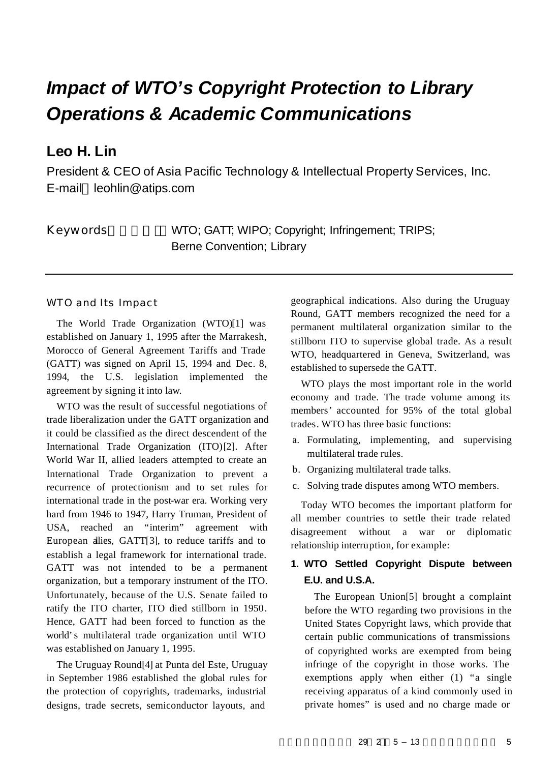# Impact of WTO's Copyright Protection to Library Operations & Academic Communications

## Leo H. Lin

President & CEO of Asia Pacific Technology & Intellectual Property Services, Inc.
E-mail：leohlin@atips.com

**Keywords**：WTO; GATT; WIPO; Copyright; Infringement; TRIPS; Berne Convention; Library

---

## WTO and Its Impact

The World Trade Organization (WTO)[1] was established on January 1, 1995 after the Marrakesh, Morocco of General Agreement Tariffs and Trade (GATT) was signed on April 15, 1994 and Dec. 8, 1994, the U.S. legislation implemented the agreement by signing it into law.

WTO was the result of successful negotiations of trade liberalization under the GATT organization and it could be classified as the direct descendent of the International Trade Organization (ITO)[2]. After World War II, allied leaders attempted to create an International Trade Organization to prevent a recurrence of protectionism and to set rules for international trade in the post-war era. Working very hard from 1946 to 1947, Harry Truman, President of USA, reached an "interim" agreement with European allies, GATT[3], to reduce tariffs and to establish a legal framework for international trade. GATT was not intended to be a permanent organization, but a temporary instrument of the ITO. Unfortunately, because of the U.S. Senate failed to ratify the ITO charter, ITO died stillborn in 1950. Hence, GATT had been forced to function as the world's multilateral trade organization until WTO was established on January 1, 1995.

The Uruguay Round[4] at Punta del Este, Uruguay in September 1986 established the global rules for the protection of copyrights, trademarks, industrial designs, trade secrets, semiconductor layouts, and geographical indications. Also during the Uruguay Round, GATT members recognized the need for a permanent multilateral organization similar to the stillborn ITO to supervise global trade. As a result WTO, headquartered in Geneva, Switzerland, was established to supersede the GATT.

WTO plays the most important role in the world economy and trade. The trade volume among its members' accounted for 95% of the total global trades. WTO has three basic functions:

a. Formulating, implementing, and supervising multilateral trade rules.
b. Organizing multilateral trade talks.
c. Solving trade disputes among WTO members.

Today WTO becomes the important platform for all member countries to settle their trade related disagreement without a war or diplomatic relationship interruption, for example:

### 1. WTO Settled Copyright Dispute between E.U. and U.S.A.

The European Union[5] brought a complaint before the WTO regarding two provisions in the United States Copyright laws, which provide that certain public communications of transmissions of copyrighted works are exempted from being infringe of the copyright in those works. The exemptions apply when either (1) "a single receiving apparatus of a kind commonly used in private homes" is used and no charge made or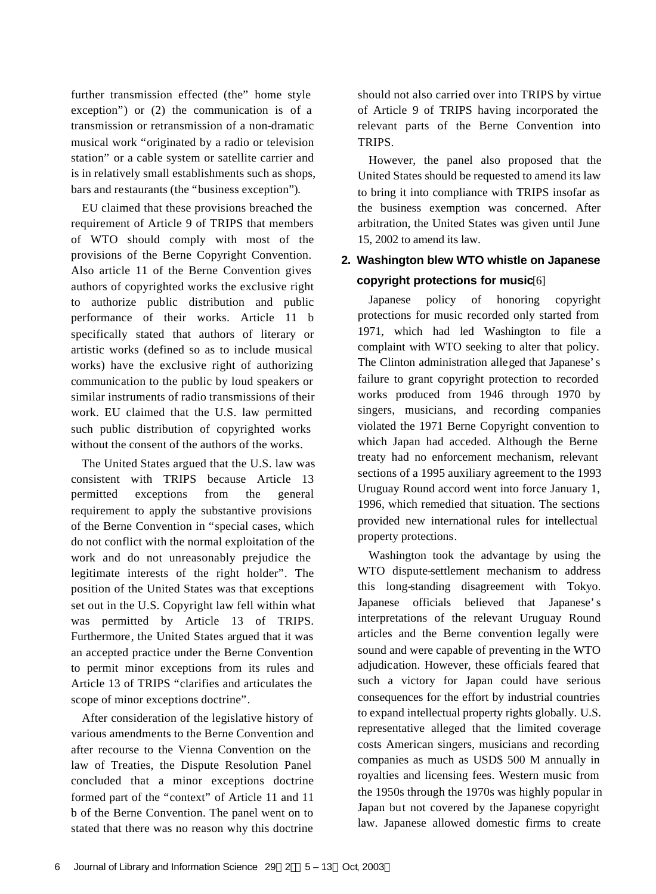further transmission effected (the" home style exception") or (2) the communication is of a transmission or retransmission of a non-dramatic musical work "originated by a radio or television station" or a cable system or satellite carrier and is in relatively small establishments such as shops, bars and restaurants (the "business exception").

EU claimed that these provisions breached the requirement of Article 9 of TRIPS that members of WTO should comply with most of the provisions of the Berne Copyright Convention. Also article 11 of the Berne Convention gives authors of copyrighted works the exclusive right to authorize public distribution and public performance of their works. Article 11 b specifically stated that authors of literary or artistic works (defined so as to include musical works) have the exclusive right of authorizing communication to the public by loud speakers or similar instruments of radio transmissions of their work. EU claimed that the U.S. law permitted such public distribution of copyrighted works without the consent of the authors of the works.

The United States argued that the U.S. law was consistent with TRIPS because Article 13 permitted exceptions from the general requirement to apply the substantive provisions of the Berne Convention in "special cases, which do not conflict with the normal exploitation of the work and do not unreasonably prejudice the legitimate interests of the right holder". The position of the United States was that exceptions set out in the U.S. Copyright law fell within what was permitted by Article 13 of TRIPS. Furthermore, the United States argued that it was an accepted practice under the Berne Convention to permit minor exceptions from its rules and Article 13 of TRIPS "clarifies and articulates the scope of minor exceptions doctrine".

After consideration of the legislative history of various amendments to the Berne Convention and after recourse to the Vienna Convention on the law of Treaties, the Dispute Resolution Panel concluded that a minor exceptions doctrine formed part of the "context" of Article 11 and 11 b of the Berne Convention. The panel went on to stated that there was no reason why this doctrine should not also carried over into TRIPS by virtue of Article 9 of TRIPS having incorporated the relevant parts of the Berne Convention into TRIPS.

However, the panel also proposed that the United States should be requested to amend its law to bring it into compliance with TRIPS insofar as the business exemption was concerned. After arbitration, the United States was given until June 15, 2002 to amend its law.

## 2. Washington blew WTO whistle on Japanese copyright protections for music[6]

Japanese policy of honoring copyright protections for music recorded only started from 1971, which had led Washington to file a complaint with WTO seeking to alter that policy. The Clinton administration alleged that Japanese's failure to grant copyright protection to recorded works produced from 1946 through 1970 by singers, musicians, and recording companies violated the 1971 Berne Copyright convention to which Japan had acceded. Although the Berne treaty had no enforcement mechanism, relevant sections of a 1995 auxiliary agreement to the 1993 Uruguay Round accord went into force January 1, 1996, which remedied that situation. The sections provided new international rules for intellectual property protections.

Washington took the advantage by using the WTO dispute-settlement mechanism to address this long-standing disagreement with Tokyo. Japanese officials believed that Japanese's interpretations of the relevant Uruguay Round articles and the Berne convention legally were sound and were capable of preventing in the WTO adjudication. However, these officials feared that such a victory for Japan could have serious consequences for the effort by industrial countries to expand intellectual property rights globally. U.S. representative alleged that the limited coverage costs American singers, musicians and recording companies as much as USD$ 500 M annually in royalties and licensing fees. Western music from the 1950s through the 1970s was highly popular in Japan but not covered by the Japanese copyright law. Japanese allowed domestic firms to create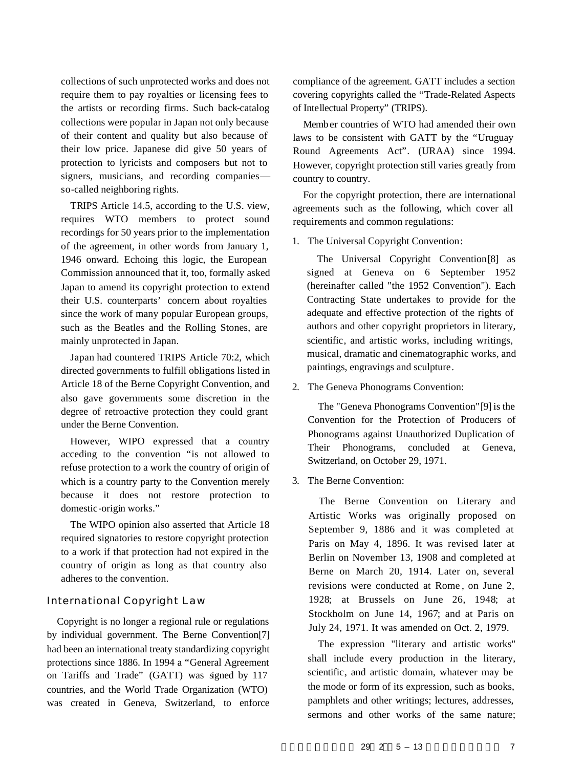collections of such unprotected works and does not require them to pay royalties or licensing fees to the artists or recording firms. Such back-catalog collections were popular in Japan not only because of their content and quality but also because of their low price. Japanese did give 50 years of protection to lyricists and composers but not to signers, musicians, and recording companies—so-called neighboring rights.

TRIPS Article 14.5, according to the U.S. view, requires WTO members to protect sound recordings for 50 years prior to the implementation of the agreement, in other words from January 1, 1946 onward. Echoing this logic, the European Commission announced that it, too, formally asked Japan to amend its copyright protection to extend their U.S. counterparts' concern about royalties since the work of many popular European groups, such as the Beatles and the Rolling Stones, are mainly unprotected in Japan.

Japan had countered TRIPS Article 70:2, which directed governments to fulfill obligations listed in Article 18 of the Berne Copyright Convention, and also gave governments some discretion in the degree of retroactive protection they could grant under the Berne Convention.

However, WIPO expressed that a country acceding to the convention "is not allowed to refuse protection to a work the country of origin of which is a country party to the Convention merely because it does not restore protection to domestic-origin works."

The WIPO opinion also asserted that Article 18 required signatories to restore copyright protection to a work if that protection had not expired in the country of origin as long as that country also adheres to the convention.

## International Copyright Law

Copyright is no longer a regional rule or regulations by individual government. The Berne Convention[7] had been an international treaty standardizing copyright protections since 1886. In 1994 a "General Agreement on Tariffs and Trade" (GATT) was signed by 117 countries, and the World Trade Organization (WTO) was created in Geneva, Switzerland, to enforce compliance of the agreement. GATT includes a section covering copyrights called the "Trade-Related Aspects of Intellectual Property" (TRIPS).

Member countries of WTO had amended their own laws to be consistent with GATT by the "Uruguay Round Agreements Act". (URAA) since 1994. However, copyright protection still varies greatly from country to country.

For the copyright protection, there are international agreements such as the following, which cover all requirements and common regulations:

1. The Universal Copyright Convention:

   The Universal Copyright Convention[8] as signed at Geneva on 6 September 1952 (hereinafter called "the 1952 Convention"). Each Contracting State undertakes to provide for the adequate and effective protection of the rights of authors and other copyright proprietors in literary, scientific, and artistic works, including writings, musical, dramatic and cinematographic works, and paintings, engravings and sculpture.

2. The Geneva Phonograms Convention:

   The "Geneva Phonograms Convention"[9] is the Convention for the Protection of Producers of Phonograms against Unauthorized Duplication of Their Phonograms, concluded at Geneva, Switzerland, on October 29, 1971.

3. The Berne Convention:

   The Berne Convention on Literary and Artistic Works was originally proposed on September 9, 1886 and it was completed at Paris on May 4, 1896. It was revised later at Berlin on November 13, 1908 and completed at Berne on March 20, 1914. Later on, several revisions were conducted at Rome, on June 2, 1928; at Brussels on June 26, 1948; at Stockholm on June 14, 1967; and at Paris on July 24, 1971. It was amended on Oct. 2, 1979.

   The expression "literary and artistic works" shall include every production in the literary, scientific, and artistic domain, whatever may be the mode or form of its expression, such as books, pamphlets and other writings; lectures, addresses, sermons and other works of the same nature;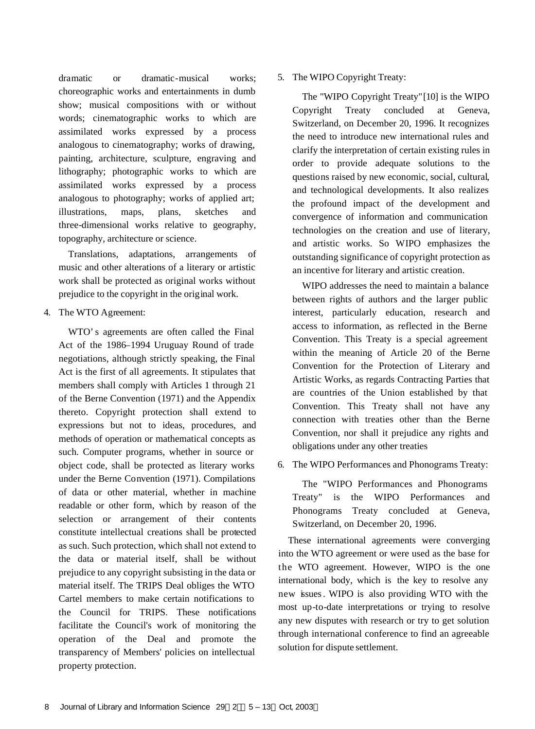dramatic or dramatic-musical works; choreographic works and entertainments in dumb show; musical compositions with or without words; cinematographic works to which are assimilated works expressed by a process analogous to cinematography; works of drawing, painting, architecture, sculpture, engraving and lithography; photographic works to which are assimilated works expressed by a process analogous to photography; works of applied art; illustrations, maps, plans, sketches and three-dimensional works relative to geography, topography, architecture or science.

Translations, adaptations, arrangements of music and other alterations of a literary or artistic work shall be protected as original works without prejudice to the copyright in the original work.

4. The WTO Agreement:

WTO's agreements are often called the Final Act of the 1986–1994 Uruguay Round of trade negotiations, although strictly speaking, the Final Act is the first of all agreements. It stipulates that members shall comply with Articles 1 through 21 of the Berne Convention (1971) and the Appendix thereto. Copyright protection shall extend to expressions but not to ideas, procedures, and methods of operation or mathematical concepts as such. Computer programs, whether in source or object code, shall be protected as literary works under the Berne Convention (1971). Compilations of data or other material, whether in machine readable or other form, which by reason of the selection or arrangement of their contents constitute intellectual creations shall be protected as such. Such protection, which shall not extend to the data or material itself, shall be without prejudice to any copyright subsisting in the data or material itself. The TRIPS Deal obliges the WTO Cartel members to make certain notifications to the Council for TRIPS. These notifications facilitate the Council's work of monitoring the operation of the Deal and promote the transparency of Members' policies on intellectual property protection.

5. The WIPO Copyright Treaty:

The "WIPO Copyright Treaty"[10] is the WIPO Copyright Treaty concluded at Geneva, Switzerland, on December 20, 1996. It recognizes the need to introduce new international rules and clarify the interpretation of certain existing rules in order to provide adequate solutions to the questions raised by new economic, social, cultural, and technological developments. It also realizes the profound impact of the development and convergence of information and communication technologies on the creation and use of literary, and artistic works. So WIPO emphasizes the outstanding significance of copyright protection as an incentive for literary and artistic creation.

WIPO addresses the need to maintain a balance between rights of authors and the larger public interest, particularly education, research and access to information, as reflected in the Berne Convention. This Treaty is a special agreement within the meaning of Article 20 of the Berne Convention for the Protection of Literary and Artistic Works, as regards Contracting Parties that are countries of the Union established by that Convention. This Treaty shall not have any connection with treaties other than the Berne Convention, nor shall it prejudice any rights and obligations under any other treaties

6. The WIPO Performances and Phonograms Treaty:

The "WIPO Performances and Phonograms Treaty" is the WIPO Performances and Phonograms Treaty concluded at Geneva, Switzerland, on December 20, 1996.

These international agreements were converging into the WTO agreement or were used as the base for the WTO agreement. However, WIPO is the one international body, which is the key to resolve any new issues. WIPO is also providing WTO with the most up-to-date interpretations or trying to resolve any new disputes with research or try to get solution through international conference to find an agreeable solution for dispute settlement.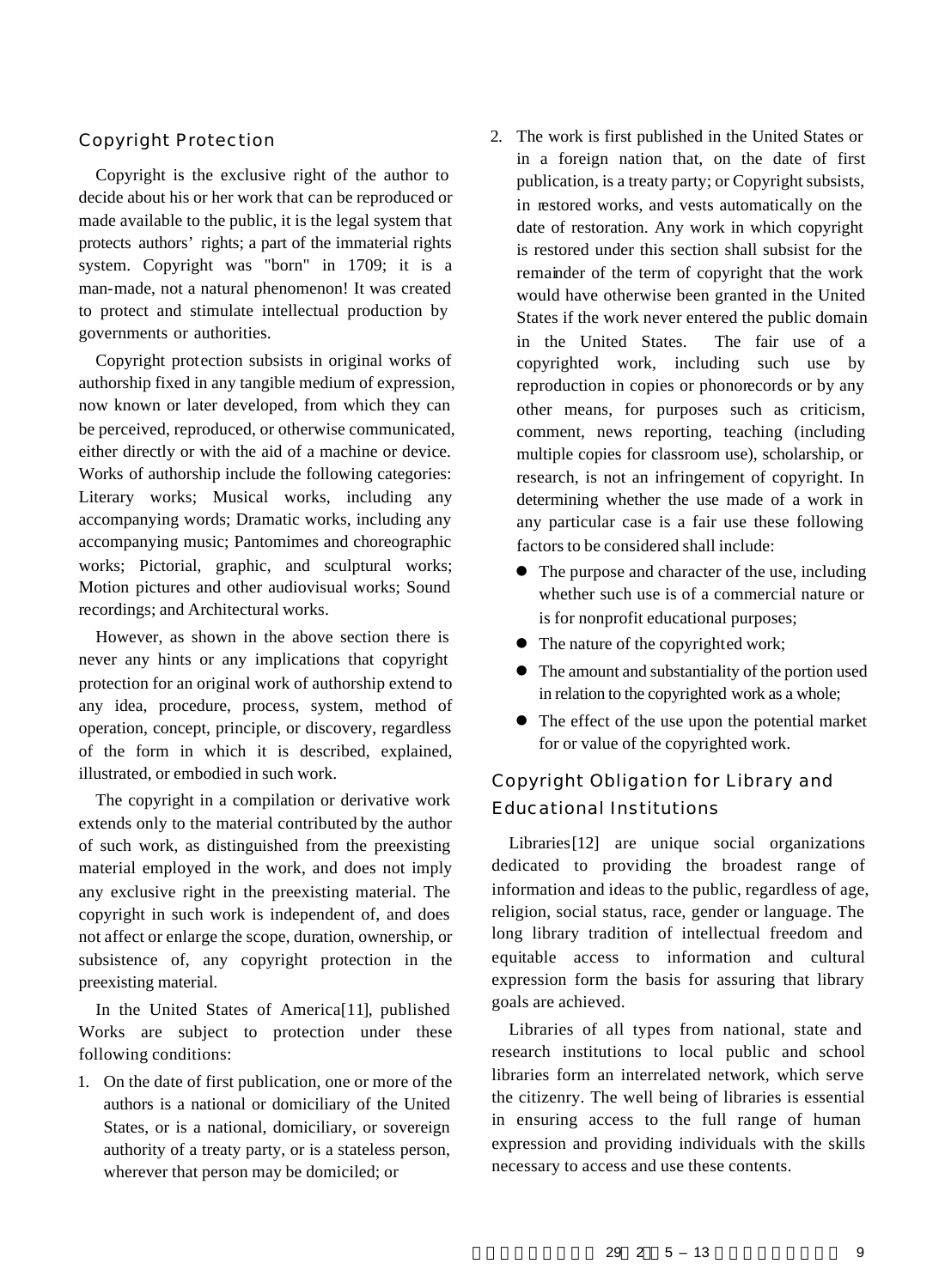## Copyright Protection

Copyright is the exclusive right of the author to decide about his or her work that can be reproduced or made available to the public, it is the legal system that protects authors' rights; a part of the immaterial rights system. Copyright was "born" in 1709; it is a man-made, not a natural phenomenon! It was created to protect and stimulate intellectual production by governments or authorities.

Copyright protection subsists in original works of authorship fixed in any tangible medium of expression, now known or later developed, from which they can be perceived, reproduced, or otherwise communicated, either directly or with the aid of a machine or device. Works of authorship include the following categories: Literary works; Musical works, including any accompanying words; Dramatic works, including any accompanying music; Pantomimes and choreographic works; Pictorial, graphic, and sculptural works; Motion pictures and other audiovisual works; Sound recordings; and Architectural works.

However, as shown in the above section there is never any hints or any implications that copyright protection for an original work of authorship extend to any idea, procedure, process, system, method of operation, concept, principle, or discovery, regardless of the form in which it is described, explained, illustrated, or embodied in such work.

The copyright in a compilation or derivative work extends only to the material contributed by the author of such work, as distinguished from the preexisting material employed in the work, and does not imply any exclusive right in the preexisting material. The copyright in such work is independent of, and does not affect or enlarge the scope, duration, ownership, or subsistence of, any copyright protection in the preexisting material.

In the United States of America[11], published Works are subject to protection under these following conditions:

1. On the date of first publication, one or more of the authors is a national or domiciliary of the United States, or is a national, domiciliary, or sovereign authority of a treaty party, or is a stateless person, wherever that person may be domiciled; or
2. The work is first published in the United States or in a foreign nation that, on the date of first publication, is a treaty party; or Copyright subsists, in restored works, and vests automatically on the date of restoration. Any work in which copyright is restored under this section shall subsist for the remainder of the term of copyright that the work would have otherwise been granted in the United States if the work never entered the public domain in the United States. The fair use of a copyrighted work, including such use by reproduction in copies or phonorecords or by any other means, for purposes such as criticism, comment, news reporting, teaching (including multiple copies for classroom use), scholarship, or research, is not an infringement of copyright. In determining whether the use made of a work in any particular case is a fair use these following factors to be considered shall include:
   - The purpose and character of the use, including whether such use is of a commercial nature or is for nonprofit educational purposes;
   - The nature of the copyrighted work;
   - The amount and substantiality of the portion used in relation to the copyrighted work as a whole;
   - The effect of the use upon the potential market for or value of the copyrighted work.

## Copyright Obligation for Library and Educational Institutions

Libraries[12] are unique social organizations dedicated to providing the broadest range of information and ideas to the public, regardless of age, religion, social status, race, gender or language. The long library tradition of intellectual freedom and equitable access to information and cultural expression form the basis for assuring that library goals are achieved.

Libraries of all types from national, state and research institutions to local public and school libraries form an interrelated network, which serve the citizenry. The well being of libraries is essential in ensuring access to the full range of human expression and providing individuals with the skills necessary to access and use these contents.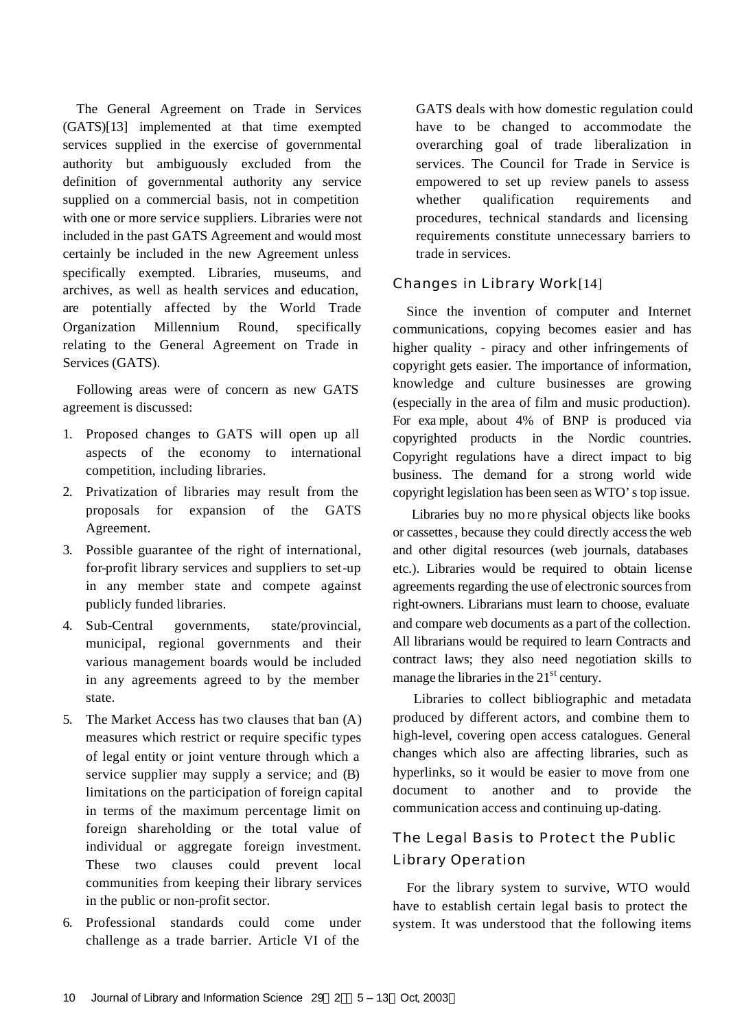The General Agreement on Trade in Services (GATS)[13] implemented at that time exempted services supplied in the exercise of governmental authority but ambiguously excluded from the definition of governmental authority any service supplied on a commercial basis, not in competition with one or more service suppliers. Libraries were not included in the past GATS Agreement and would most certainly be included in the new Agreement unless specifically exempted. Libraries, museums, and archives, as well as health services and education, are potentially affected by the World Trade Organization Millennium Round, specifically relating to the General Agreement on Trade in Services (GATS).

Following areas were of concern as new GATS agreement is discussed:

1. Proposed changes to GATS will open up all aspects of the economy to international competition, including libraries.
2. Privatization of libraries may result from the proposals for expansion of the GATS Agreement.
3. Possible guarantee of the right of international, for-profit library services and suppliers to set-up in any member state and compete against publicly funded libraries.
4. Sub-Central governments, state/provincial, municipal, regional governments and their various management boards would be included in any agreements agreed to by the member state.
5. The Market Access has two clauses that ban (A) measures which restrict or require specific types of legal entity or joint venture through which a service supplier may supply a service; and (B) limitations on the participation of foreign capital in terms of the maximum percentage limit on foreign shareholding or the total value of individual or aggregate foreign investment. These two clauses could prevent local communities from keeping their library services in the public or non-profit sector.
6. Professional standards could come under challenge as a trade barrier. Article VI of the GATS deals with how domestic regulation could have to be changed to accommodate the overarching goal of trade liberalization in services. The Council for Trade in Service is empowered to set up review panels to assess whether qualification requirements and procedures, technical standards and licensing requirements constitute unnecessary barriers to trade in services.

## Changes in Library Work[14]

Since the invention of computer and Internet communications, copying becomes easier and has higher quality - piracy and other infringements of copyright gets easier. The importance of information, knowledge and culture businesses are growing (especially in the area of film and music production). For example, about 4% of BNP is produced via copyrighted products in the Nordic countries. Copyright regulations have a direct impact to big business. The demand for a strong world wide copyright legislation has been seen as WTO's top issue.

Libraries buy no more physical objects like books or cassettes, because they could directly access the web and other digital resources (web journals, databases etc.). Libraries would be required to obtain license agreements regarding the use of electronic sources from right-owners. Librarians must learn to choose, evaluate and compare web documents as a part of the collection. All librarians would be required to learn Contracts and contract laws; they also need negotiation skills to manage the libraries in the 21st century.

Libraries to collect bibliographic and metadata produced by different actors, and combine them to high-level, covering open access catalogues. General changes which also are affecting libraries, such as hyperlinks, so it would be easier to move from one document to another and to provide the communication access and continuing up-dating.

## The Legal Basis to Protect the Public Library Operation

For the library system to survive, WTO would have to establish certain legal basis to protect the system. It was understood that the following items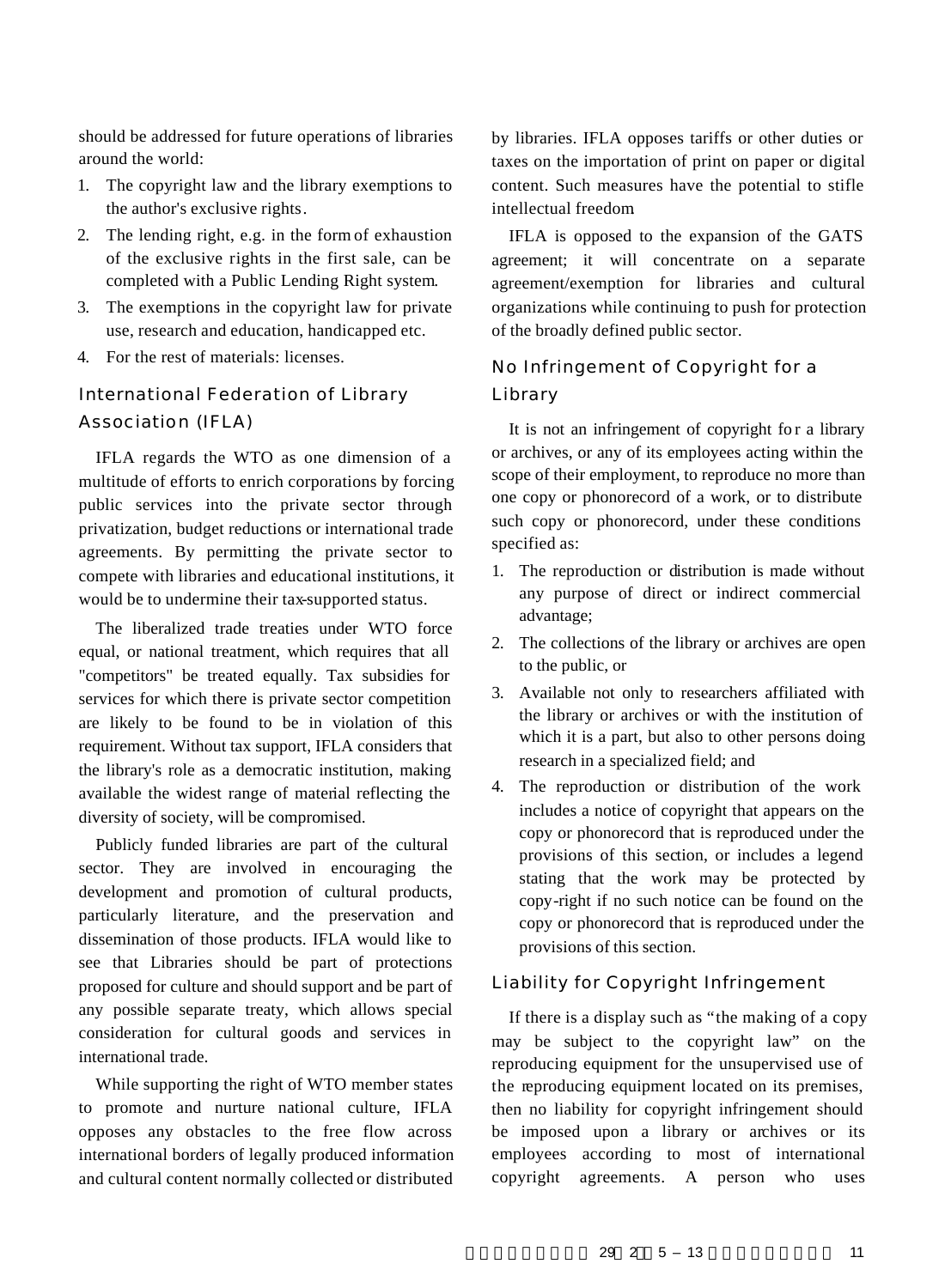should be addressed for future operations of libraries around the world:

1. The copyright law and the library exemptions to the author's exclusive rights.
2. The lending right, e.g. in the form of exhaustion of the exclusive rights in the first sale, can be completed with a Public Lending Right system.
3. The exemptions in the copyright law for private use, research and education, handicapped etc.
4. For the rest of materials: licenses.

## International Federation of Library Association (IFLA)

IFLA regards the WTO as one dimension of a multitude of efforts to enrich corporations by forcing public services into the private sector through privatization, budget reductions or international trade agreements. By permitting the private sector to compete with libraries and educational institutions, it would be to undermine their tax-supported status.

The liberalized trade treaties under WTO force equal, or national treatment, which requires that all "competitors" be treated equally. Tax subsidies for services for which there is private sector competition are likely to be found to be in violation of this requirement. Without tax support, IFLA considers that the library's role as a democratic institution, making available the widest range of material reflecting the diversity of society, will be compromised.

Publicly funded libraries are part of the cultural sector. They are involved in encouraging the development and promotion of cultural products, particularly literature, and the preservation and dissemination of those products. IFLA would like to see that Libraries should be part of protections proposed for culture and should support and be part of any possible separate treaty, which allows special consideration for cultural goods and services in international trade.

While supporting the right of WTO member states to promote and nurture national culture, IFLA opposes any obstacles to the free flow across international borders of legally produced information and cultural content normally collected or distributed by libraries. IFLA opposes tariffs or other duties or taxes on the importation of print on paper or digital content. Such measures have the potential to stifle intellectual freedom

IFLA is opposed to the expansion of the GATS agreement; it will concentrate on a separate agreement/exemption for libraries and cultural organizations while continuing to push for protection of the broadly defined public sector.

## No Infringement of Copyright for a Library

It is not an infringement of copyright for a library or archives, or any of its employees acting within the scope of their employment, to reproduce no more than one copy or phonorecord of a work, or to distribute such copy or phonorecord, under these conditions specified as:

1. The reproduction or distribution is made without any purpose of direct or indirect commercial advantage;
2. The collections of the library or archives are open to the public, or
3. Available not only to researchers affiliated with the library or archives or with the institution of which it is a part, but also to other persons doing research in a specialized field; and
4. The reproduction or distribution of the work includes a notice of copyright that appears on the copy or phonorecord that is reproduced under the provisions of this section, or includes a legend stating that the work may be protected by copy-right if no such notice can be found on the copy or phonorecord that is reproduced under the provisions of this section.

## Liability for Copyright Infringement

If there is a display such as "the making of a copy may be subject to the copyright law" on the reproducing equipment for the unsupervised use of the reproducing equipment located on its premises, then no liability for copyright infringement should be imposed upon a library or archives or its employees according to most of international copyright agreements. A person who uses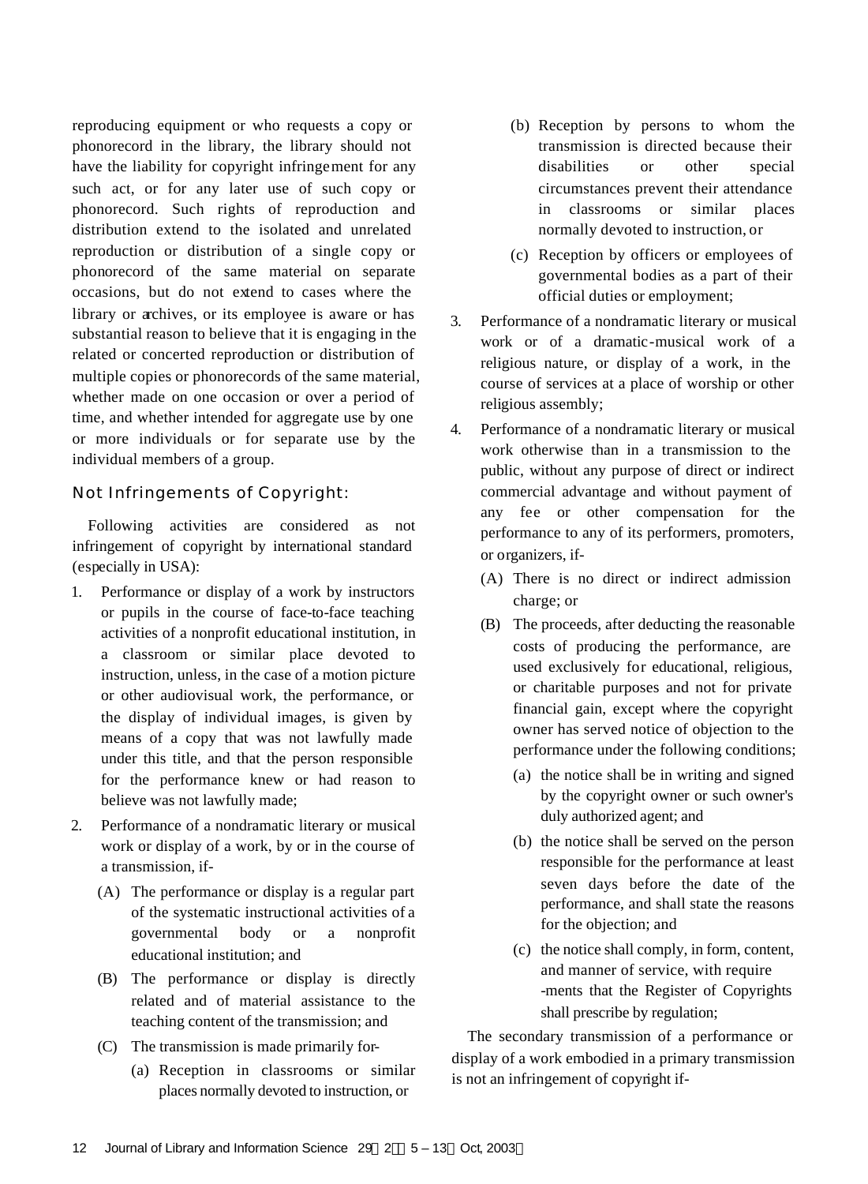reproducing equipment or who requests a copy or phonorecord in the library, the library should not have the liability for copyright infringement for any such act, or for any later use of such copy or phonorecord. Such rights of reproduction and distribution extend to the isolated and unrelated reproduction or distribution of a single copy or phonorecord of the same material on separate occasions, but do not extend to cases where the library or archives, or its employee is aware or has substantial reason to believe that it is engaging in the related or concerted reproduction or distribution of multiple copies or phonorecords of the same material, whether made on one occasion or over a period of time, and whether intended for aggregate use by one or more individuals or for separate use by the individual members of a group.

## Not Infringements of Copyright:

Following activities are considered as not infringement of copyright by international standard (especially in USA):

1. Performance or display of a work by instructors or pupils in the course of face-to-face teaching activities of a nonprofit educational institution, in a classroom or similar place devoted to instruction, unless, in the case of a motion picture or other audiovisual work, the performance, or the display of individual images, is given by means of a copy that was not lawfully made under this title, and that the person responsible for the performance knew or had reason to believe was not lawfully made;
2. Performance of a nondramatic literary or musical work or display of a work, by or in the course of a transmission, if-
   - (A) The performance or display is a regular part of the systematic instructional activities of a governmental body or a nonprofit educational institution; and
   - (B) The performance or display is directly related and of material assistance to the teaching content of the transmission; and
   - (C) The transmission is made primarily for-
     - (a) Reception in classrooms or similar places normally devoted to instruction, or
     - (b) Reception by persons to whom the transmission is directed because their disabilities or other special circumstances prevent their attendance in classrooms or similar places normally devoted to instruction, or
     - (c) Reception by officers or employees of governmental bodies as a part of their official duties or employment;
3. Performance of a nondramatic literary or musical work or of a dramatic-musical work of a religious nature, or display of a work, in the course of services at a place of worship or other religious assembly;
4. Performance of a nondramatic literary or musical work otherwise than in a transmission to the public, without any purpose of direct or indirect commercial advantage and without payment of any fee or other compensation for the performance to any of its performers, promoters, or organizers, if-
   - (A) There is no direct or indirect admission charge; or
   - (B) The proceeds, after deducting the reasonable costs of producing the performance, are used exclusively for educational, religious, or charitable purposes and not for private financial gain, except where the copyright owner has served notice of objection to the performance under the following conditions;
     - (a) the notice shall be in writing and signed by the copyright owner or such owner's duly authorized agent; and
     - (b) the notice shall be served on the person responsible for the performance at least seven days before the date of the performance, and shall state the reasons for the objection; and
     - (c) the notice shall comply, in form, content, and manner of service, with require -ments that the Register of Copyrights shall prescribe by regulation;

The secondary transmission of a performance or display of a work embodied in a primary transmission is not an infringement of copyright if-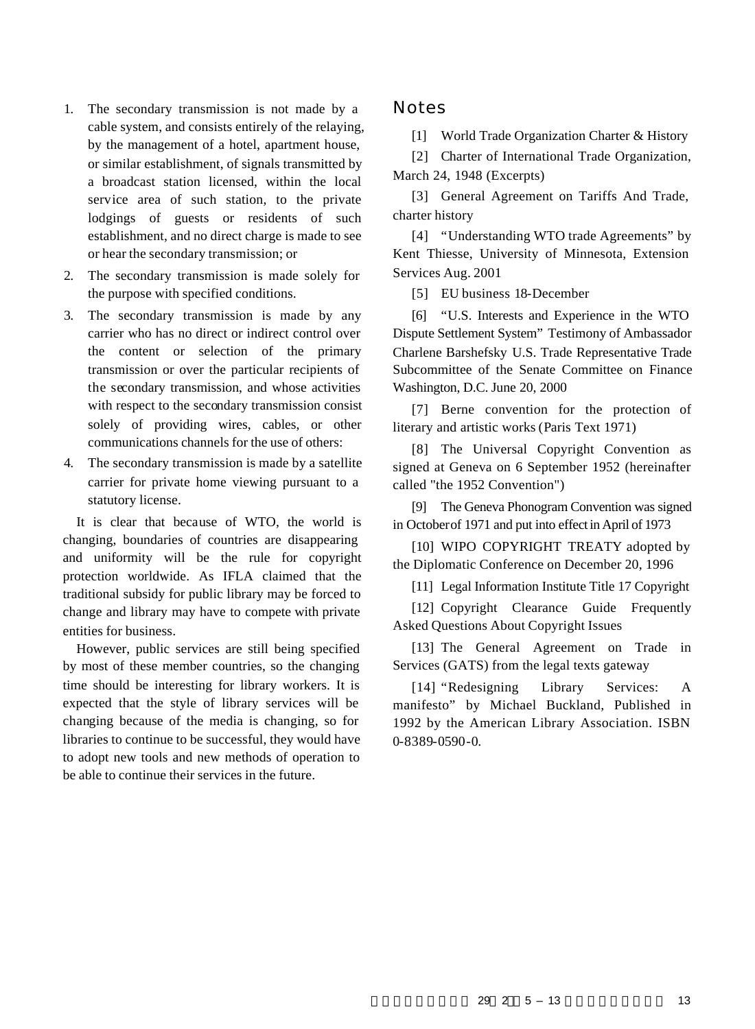1. The secondary transmission is not made by a cable system, and consists entirely of the relaying, by the management of a hotel, apartment house, or similar establishment, of signals transmitted by a broadcast station licensed, within the local service area of such station, to the private lodgings of guests or residents of such establishment, and no direct charge is made to see or hear the secondary transmission; or
2. The secondary transmission is made solely for the purpose with specified conditions.
3. The secondary transmission is made by any carrier who has no direct or indirect control over the content or selection of the primary transmission or over the particular recipients of the secondary transmission, and whose activities with respect to the secondary transmission consist solely of providing wires, cables, or other communications channels for the use of others:
4. The secondary transmission is made by a satellite carrier for private home viewing pursuant to a statutory license.

It is clear that because of WTO, the world is changing, boundaries of countries are disappearing and uniformity will be the rule for copyright protection worldwide. As IFLA claimed that the traditional subsidy for public library may be forced to change and library may have to compete with private entities for business.

However, public services are still being specified by most of these member countries, so the changing time should be interesting for library workers. It is expected that the style of library services will be changing because of the media is changing, so for libraries to continue to be successful, they would have to adopt new tools and new methods of operation to be able to continue their services in the future.

## Notes

[1] World Trade Organization Charter & History

[2] Charter of International Trade Organization, March 24, 1948 (Excerpts)

[3] General Agreement on Tariffs And Trade, charter history

[4] "Understanding WTO trade Agreements" by Kent Thiesse, University of Minnesota, Extension Services Aug. 2001

[5] EU business 18-December

[6] "U.S. Interests and Experience in the WTO Dispute Settlement System" Testimony of Ambassador Charlene Barshefsky U.S. Trade Representative Trade Subcommittee of the Senate Committee on Finance Washington, D.C. June 20, 2000

[7] Berne convention for the protection of literary and artistic works (Paris Text 1971)

[8] The Universal Copyright Convention as signed at Geneva on 6 September 1952 (hereinafter called "the 1952 Convention")

[9] The Geneva Phonogram Convention was signed in October of 1971 and put into effect in April of 1973

[10] WIPO COPYRIGHT TREATY adopted by the Diplomatic Conference on December 20, 1996

[11] Legal Information Institute Title 17 Copyright

[12] Copyright Clearance Guide Frequently Asked Questions About Copyright Issues

[13] The General Agreement on Trade in Services (GATS) from the legal texts gateway

[14] "Redesigning Library Services: A manifesto" by Michael Buckland, Published in 1992 by the American Library Association. ISBN 0-8389-0590-0.